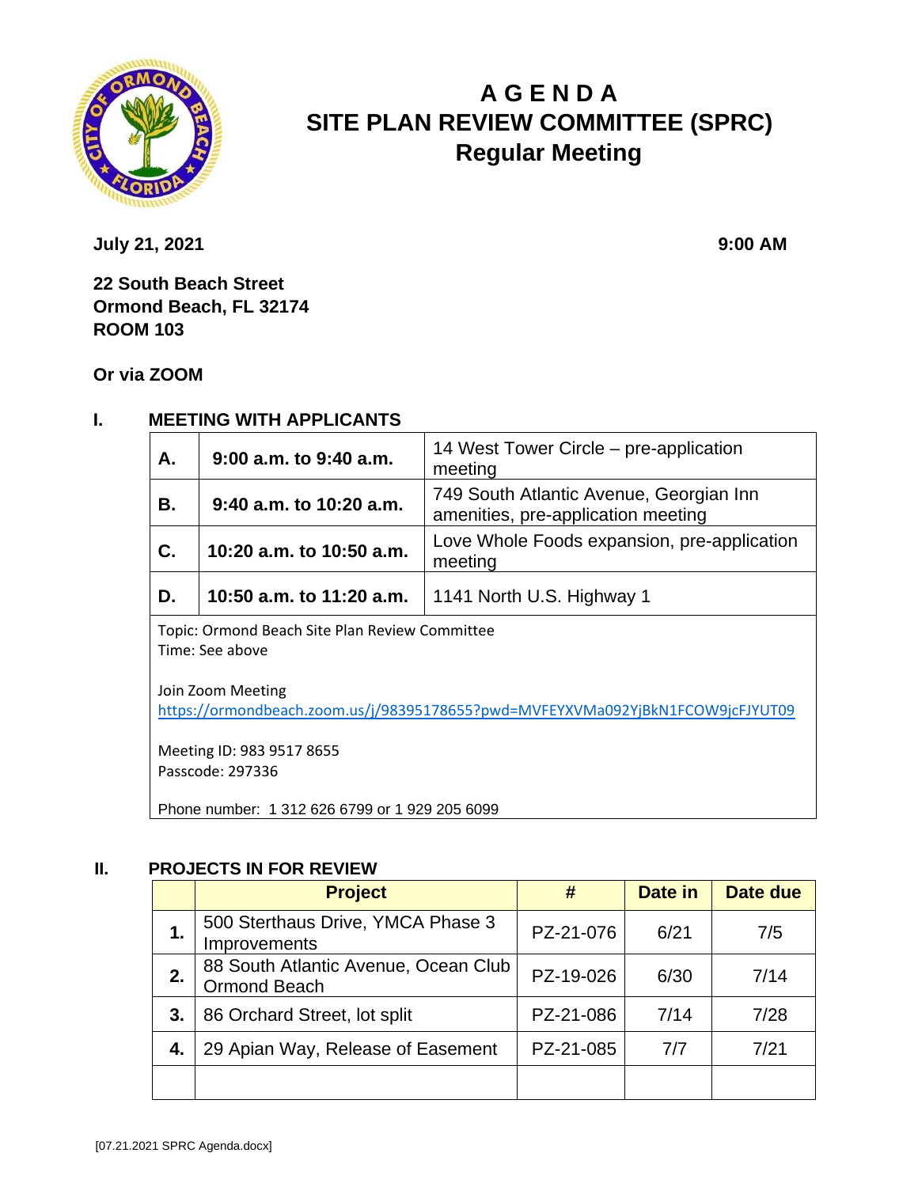# AGENDA
# SITE PLAN REVIEW COMMITTEE (SPRC)
## Regular Meeting

**July 21, 2021** **9:00 AM**

**22 South Beach Street**
**Ormond Beach, FL 32174**
**ROOM 103**

**Or via ZOOM**

## I. MEETING WITH APPLICANTS

| | | |
|---|---|---|
| **A.** | **9:00 a.m. to 9:40 a.m.** | 14 West Tower Circle – pre-application meeting |
| **B.** | **9:40 a.m. to 10:20 a.m.** | 749 South Atlantic Avenue, Georgian Inn amenities, pre-application meeting |
| **C.** | **10:20 a.m. to 10:50 a.m.** | Love Whole Foods expansion, pre-application meeting |
| **D.** | **10:50 a.m. to 11:20 a.m.** | 1141 North U.S. Highway 1 |

Topic: Ormond Beach Site Plan Review Committee
Time: See above

Join Zoom Meeting
https://ormondbeach.zoom.us/j/98395178655?pwd=MVFEYXVMa092YjBkN1FCOW9jcFJYUT09

Meeting ID: 983 9517 8655
Passcode: 297336

Phone number: 1 312 626 6799 or 1 929 205 6099

## II. PROJECTS IN FOR REVIEW

| | Project | # | Date in | Date due |
|---|---|---|---|---|
| **1.** | 500 Sterthaus Drive, YMCA Phase 3 Improvements | PZ-21-076 | 6/21 | 7/5 |
| **2.** | 88 South Atlantic Avenue, Ocean Club Ormond Beach | PZ-19-026 | 6/30 | 7/14 |
| **3.** | 86 Orchard Street, lot split | PZ-21-086 | 7/14 | 7/28 |
| **4.** | 29 Apian Way, Release of Easement | PZ-21-085 | 7/7 | 7/21 |
| | | | | |

[07.21.2021 SPRC Agenda.docx]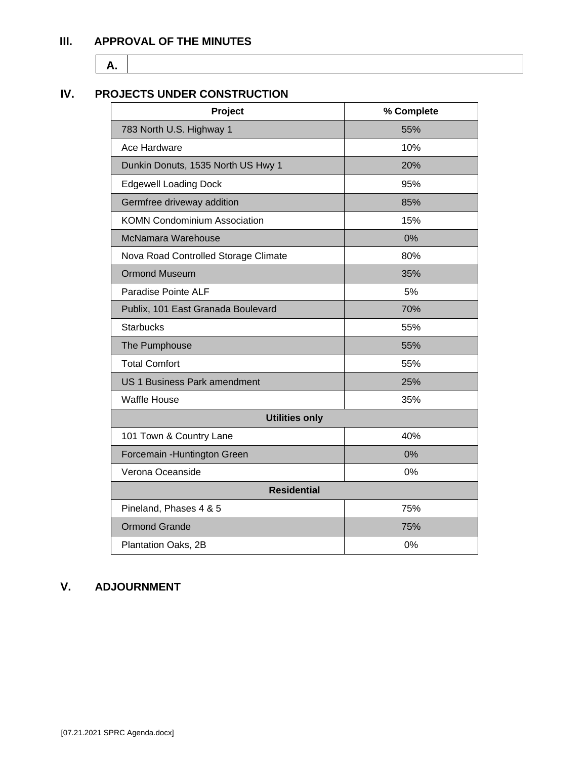## III. APPROVAL OF THE MINUTES

| | |
|---|---|
| **A.** | |

## IV. PROJECTS UNDER CONSTRUCTION

| Project | % Complete |
|---|---|
| 783 North U.S. Highway 1 | 55% |
| Ace Hardware | 10% |
| Dunkin Donuts, 1535 North US Hwy 1 | 20% |
| Edgewell Loading Dock | 95% |
| Germfree driveway addition | 85% |
| KOMN Condominium Association | 15% |
| McNamara Warehouse | 0% |
| Nova Road Controlled Storage Climate | 80% |
| Ormond Museum | 35% |
| Paradise Pointe ALF | 5% |
| Publix, 101 East Granada Boulevard | 70% |
| Starbucks | 55% |
| The Pumphouse | 55% |
| Total Comfort | 55% |
| US 1 Business Park amendment | 25% |
| Waffle House | 35% |
| **Utilities only** | |
| 101 Town & Country Lane | 40% |
| Forcemain -Huntington Green | 0% |
| Verona Oceanside | 0% |
| **Residential** | |
| Pineland, Phases 4 & 5 | 75% |
| Ormond Grande | 75% |
| Plantation Oaks, 2B | 0% |

## V. ADJOURNMENT

[07.21.2021 SPRC Agenda.docx]